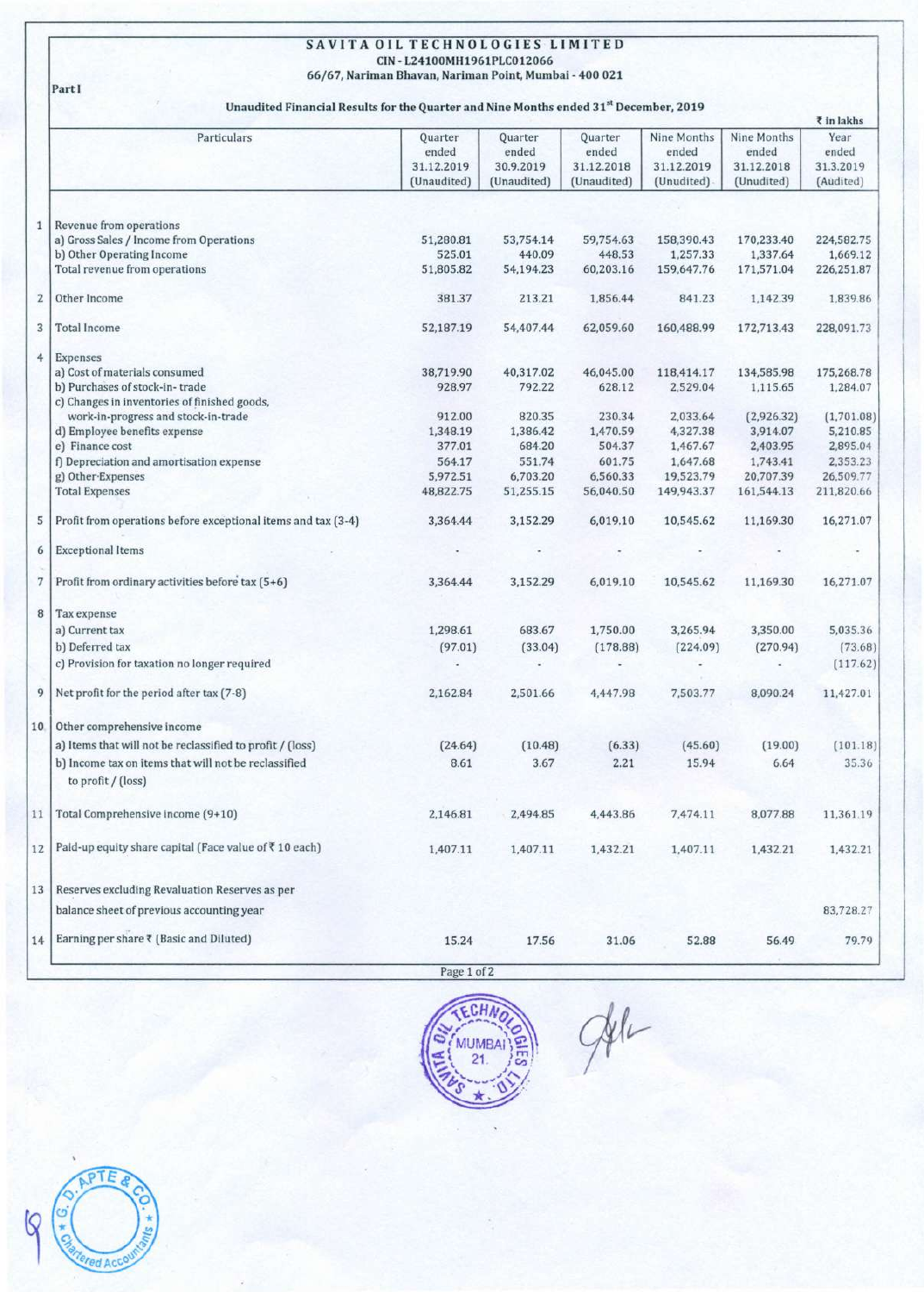# SAVITA OIL TECHNOLOGIES LIMITED

**CIN - L24100MH1961PLC012066**

**66/67, Nariman Bhavan, Nariman Point, Mumbai - 400 021**

Part I

**Unaudited Financial Results for the Quarter and Nine Months ended 31st December, 2019**

₹ in lakhs

| | Particulars | Quarter ended 31.12.2019 (Unaudited) | Quarter ended 30.9.2019 (Unaudited) | Quarter ended 31.12.2018 (Unaudited) | Nine Months ended 31.12.2019 (Unudited) | Nine Months ended 31.12.2018 (Unudited) | Year ended 31.3.2019 (Audited) |
|---|---|---|---|---|---|---|---|
| 1 | Revenue from operations | | | | | | |
| | a) Gross Sales / Income from Operations | 51,280.81 | 53,754.14 | 59,754.63 | 158,390.43 | 170,233.40 | 224,582.75 |
| | b) Other Operating Income | 525.01 | 440.09 | 448.53 | 1,257.33 | 1,337.64 | 1,669.12 |
| | Total revenue from operations | 51,805.82 | 54,194.23 | 60,203.16 | 159,647.76 | 171,571.04 | 226,251.87 |
| 2 | Other Income | 381.37 | 213.21 | 1,856.44 | 841.23 | 1,142.39 | 1,839.86 |
| 3 | Total Income | 52,187.19 | 54,407.44 | 62,059.60 | 160,488.99 | 172,713.43 | 228,091.73 |
| 4 | Expenses | | | | | | |
| | a) Cost of materials consumed | 38,719.90 | 40,317.02 | 46,045.00 | 118,414.17 | 134,585.98 | 175,268.78 |
| | b) Purchases of stock-in- trade | 928.97 | 792.22 | 628.12 | 2,529.04 | 1,115.65 | 1,284.07 |
| | c) Changes in inventories of finished goods, work-in-progress and stock-in-trade | 912.00 | 820.35 | 230.34 | 2,033.64 | (2,926.32) | (1,701.08) |
| | d) Employee benefits expense | 1,348.19 | 1,386.42 | 1,470.59 | 4,327.38 | 3,914.07 | 5,210.85 |
| | e) Finance cost | 377.01 | 684.20 | 504.37 | 1,467.67 | 2,403.95 | 2,895.04 |
| | f) Depreciation and amortisation expense | 564.17 | 551.74 | 601.75 | 1,647.68 | 1,743.41 | 2,353.23 |
| | g) Other-Expenses | 5,972.51 | 6,703.20 | 6,560.33 | 19,523.79 | 20,707.39 | 26,509.77 |
| | Total Expenses | 48,822.75 | 51,255.15 | 56,040.50 | 149,943.37 | 161,544.13 | 211,820.66 |
| 5 | Profit from operations before exceptional items and tax (3-4) | 3,364.44 | 3,152.29 | 6,019.10 | 10,545.62 | 11,169.30 | 16,271.07 |
| 6 | Exceptional Items | - | - | - | - | - | - |
| 7 | Profit from ordinary activities before tax (5+6) | 3,364.44 | 3,152.29 | 6,019.10 | 10,545.62 | 11,169.30 | 16,271.07 |
| 8 | Tax expense | | | | | | |
| | a) Current tax | 1,298.61 | 683.67 | 1,750.00 | 3,265.94 | 3,350.00 | 5,035.36 |
| | b) Deferred tax | (97.01) | (33.04) | (178.88) | (224.09) | (270.94) | (73.68) |
| | c) Provision for taxation no longer required | - | - | - | - | - | (117.62) |
| 9 | Net profit for the period after tax (7-8) | 2,162.84 | 2,501.66 | 4,447.98 | 7,503.77 | 8,090.24 | 11,427.01 |
| 10 | Other comprehensive income | | | | | | |
| | a) Items that will not be reclassified to profit / (loss) | (24.64) | (10.48) | (6.33) | (45.60) | (19.00) | (101.18) |
| | b) Income tax on items that will not be reclassified to profit / (loss) | 8.61 | 3.67 | 2.21 | 15.94 | 6.64 | 35.36 |
| 11 | Total Comprehensive Income (9+10) | 2,146.81 | 2,494.85 | 4,443.86 | 7,474.11 | 8,077.88 | 11,361.19 |
| 12 | Paid-up equity share capital (Face value of ₹ 10 each) | 1,407.11 | 1,407.11 | 1,432.21 | 1,407.11 | 1,432.21 | 1,432.21 |
| 13 | Reserves excluding Revaluation Reserves as per balance sheet of previous accounting year | | | | | | 83,728.27 |
| 14 | Earning per share ₹ (Basic and Diluted) | 15.24 | 17.56 | 31.06 | 52.88 | 56.49 | 79.79 |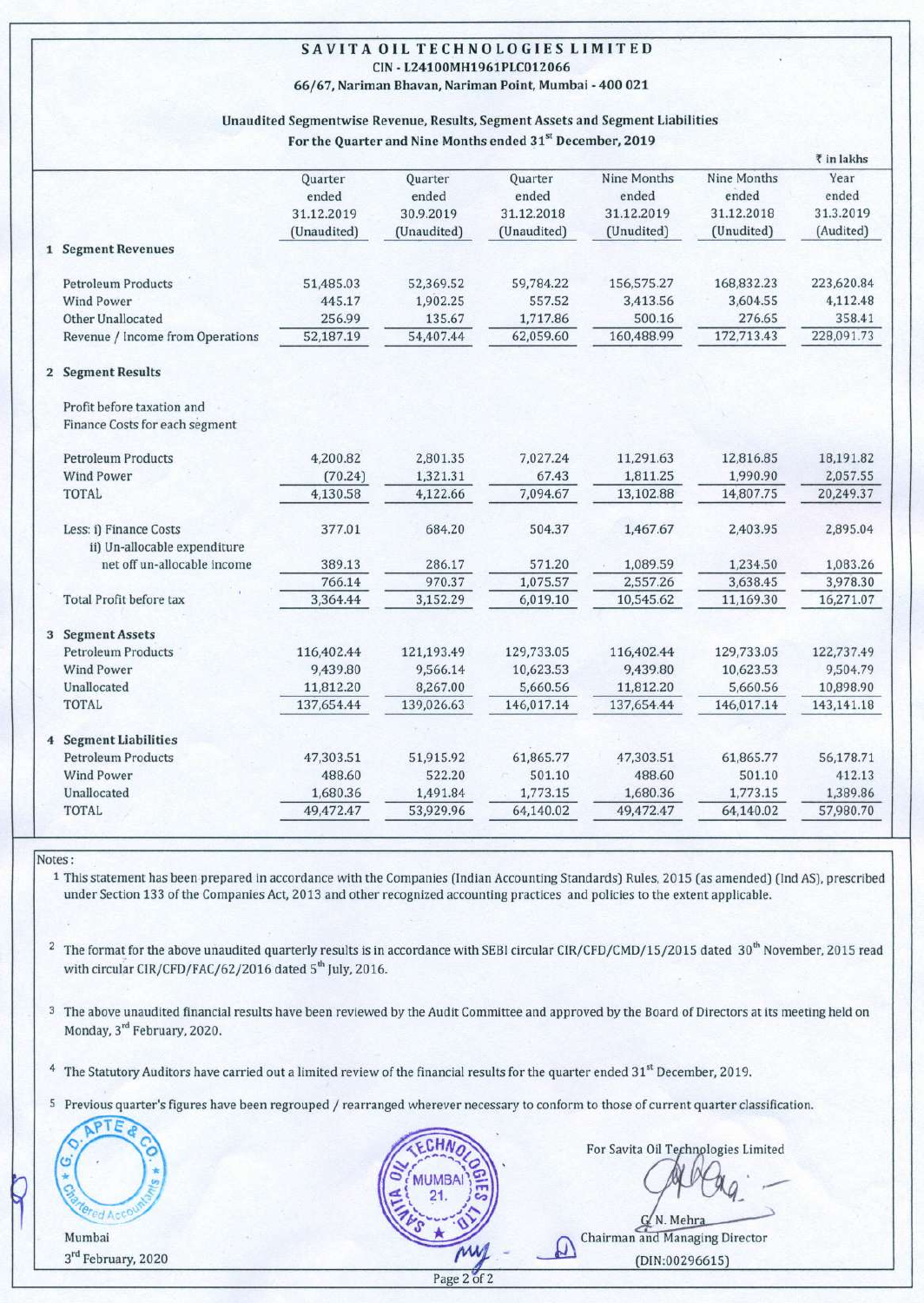# SAVITA OIL TECHNOLOGIES LIMITED

CIN - L24100MH1961PLC012066

66/67, Nariman Bhavan, Nariman Point, Mumbai - 400 021

## Unaudited Segmentwise Revenue, Results, Segment Assets and Segment Liabilities

For the Quarter and Nine Months ended 31st December, 2019

₹ in lakhs

| | Quarter ended 31.12.2019 (Unaudited) | Quarter ended 30.9.2019 (Unaudited) | Quarter ended 31.12.2018 (Unaudited) | Nine Months ended 31.12.2019 (Unudited) | Nine Months ended 31.12.2018 (Unudited) | Year ended 31.3.2019 (Audited) |
|---|---|---|---|---|---|---|
| **1 Segment Revenues** | | | | | | |
| Petroleum Products | 51,485.03 | 52,369.52 | 59,784.22 | 156,575.27 | 168,832.23 | 223,620.84 |
| Wind Power | 445.17 | 1,902.25 | 557.52 | 3,413.56 | 3,604.55 | 4,112.48 |
| Other Unallocated | 256.99 | 135.67 | 1,717.86 | 500.16 | 276.65 | 358.41 |
| Revenue / Income from Operations | 52,187.19 | 54,407.44 | 62,059.60 | 160,488.99 | 172,713.43 | 228,091.73 |
| **2 Segment Results** | | | | | | |
| Profit before taxation and Finance Costs for each segment | | | | | | |
| Petroleum Products | 4,200.82 | 2,801.35 | 7,027.24 | 11,291.63 | 12,816.85 | 18,191.82 |
| Wind Power | (70.24) | 1,321.31 | 67.43 | 1,811.25 | 1,990.90 | 2,057.55 |
| TOTAL | 4,130.58 | 4,122.66 | 7,094.67 | 13,102.88 | 14,807.75 | 20,249.37 |
| Less: i) Finance Costs | 377.01 | 684.20 | 504.37 | 1,467.67 | 2,403.95 | 2,895.04 |
| ii) Un-allocable expenditure net off un-allocable income | 389.13 | 286.17 | 571.20 | 1,089.59 | 1,234.50 | 1,083.26 |
| | 766.14 | 970.37 | 1,075.57 | 2,557.26 | 3,638.45 | 3,978.30 |
| Total Profit before tax | 3,364.44 | 3,152.29 | 6,019.10 | 10,545.62 | 11,169.30 | 16,271.07 |
| **3 Segment Assets** | | | | | | |
| Petroleum Products | 116,402.44 | 121,193.49 | 129,733.05 | 116,402.44 | 129,733.05 | 122,737.49 |
| Wind Power | 9,439.80 | 9,566.14 | 10,623.53 | 9,439.80 | 10,623.53 | 9,504.79 |
| Unallocated | 11,812.20 | 8,267.00 | 5,660.56 | 11,812.20 | 5,660.56 | 10,898.90 |
| TOTAL | 137,654.44 | 139,026.63 | 146,017.14 | 137,654.44 | 146,017.14 | 143,141.18 |
| **4 Segment Liabilities** | | | | | | |
| Petroleum Products | 47,303.51 | 51,915.92 | 61,865.77 | 47,303.51 | 61,865.77 | 56,178.71 |
| Wind Power | 488.60 | 522.20 | 501.10 | 488.60 | 501.10 | 412.13 |
| Unallocated | 1,680.36 | 1,491.84 | 1,773.15 | 1,680.36 | 1,773.15 | 1,389.86 |
| TOTAL | 49,472.47 | 53,929.96 | 64,140.02 | 49,472.47 | 64,140.02 | 57,980.70 |

Notes:

1. This statement has been prepared in accordance with the Companies (Indian Accounting Standards) Rules, 2015 (as amended) (Ind AS), prescribed under Section 133 of the Companies Act, 2013 and other recognized accounting practices and policies to the extent applicable.
2. The format for the above unaudited quarterly results is in accordance with SEBI circular CIR/CFD/CMD/15/2015 dated 30th November, 2015 read with circular CIR/CFD/FAC/62/2016 dated 5th July, 2016.
3. The above unaudited financial results have been reviewed by the Audit Committee and approved by the Board of Directors at its meeting held on Monday, 3rd February, 2020.
4. The Statutory Auditors have carried out a limited review of the financial results for the quarter ended 31st December, 2019.
5. Previous quarter's figures have been regrouped / rearranged wherever necessary to conform to those of current quarter classification.

Mumbai
3rd February, 2020

For Savita Oil Technologies Limited

G. N. Mehra
Chairman and Managing Director
(DIN:00296615)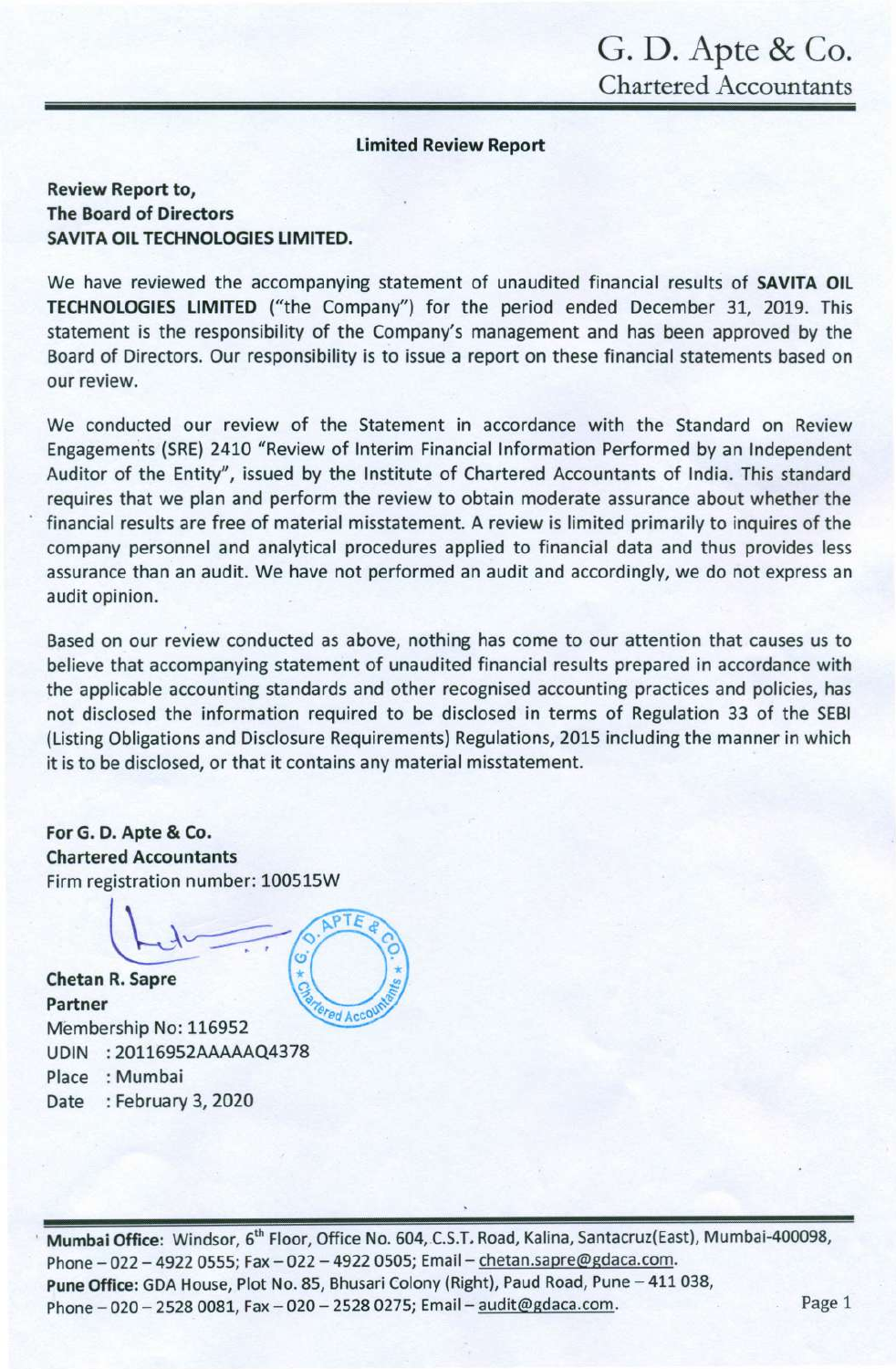G. D. Apte & Co.
Chartered Accountants

**Limited Review Report**

**Review Report to,**
**The Board of Directors**
**SAVITA OIL TECHNOLOGIES LIMITED.**

We have reviewed the accompanying statement of unaudited financial results of **SAVITA OIL TECHNOLOGIES LIMITED** ("the Company") for the period ended December 31, 2019. This statement is the responsibility of the Company's management and has been approved by the Board of Directors. Our responsibility is to issue a report on these financial statements based on our review.

We conducted our review of the Statement in accordance with the Standard on Review Engagements (SRE) 2410 "Review of Interim Financial Information Performed by an Independent Auditor of the Entity", issued by the Institute of Chartered Accountants of India. This standard requires that we plan and perform the review to obtain moderate assurance about whether the financial results are free of material misstatement. A review is limited primarily to inquires of the company personnel and analytical procedures applied to financial data and thus provides less assurance than an audit. We have not performed an audit and accordingly, we do not express an audit opinion.

Based on our review conducted as above, nothing has come to our attention that causes us to believe that accompanying statement of unaudited financial results prepared in accordance with the applicable accounting standards and other recognised accounting practices and policies, has not disclosed the information required to be disclosed in terms of Regulation 33 of the SEBI (Listing Obligations and Disclosure Requirements) Regulations, 2015 including the manner in which it is to be disclosed, or that it contains any material misstatement.

**For G. D. Apte & Co.**
**Chartered Accountants**
Firm registration number: 100515W

**Chetan R. Sapre**
**Partner**
Membership No: 116952
UDIN : 20116952AAAAAQ4378
Place : Mumbai
Date : February 3, 2020

**Mumbai Office**: Windsor, 6th Floor, Office No. 604, C.S.T. Road, Kalina, Santacruz(East), Mumbai-400098, Phone – 022 – 4922 0555; Fax – 022 – 4922 0505; Email – chetan.sapre@gdaca.com.
**Pune Office:** GDA House, Plot No. 85, Bhusari Colony (Right), Paud Road, Pune – 411 038, Phone – 020 – 2528 0081, Fax – 020 – 2528 0275; Email – audit@gdaca.com.